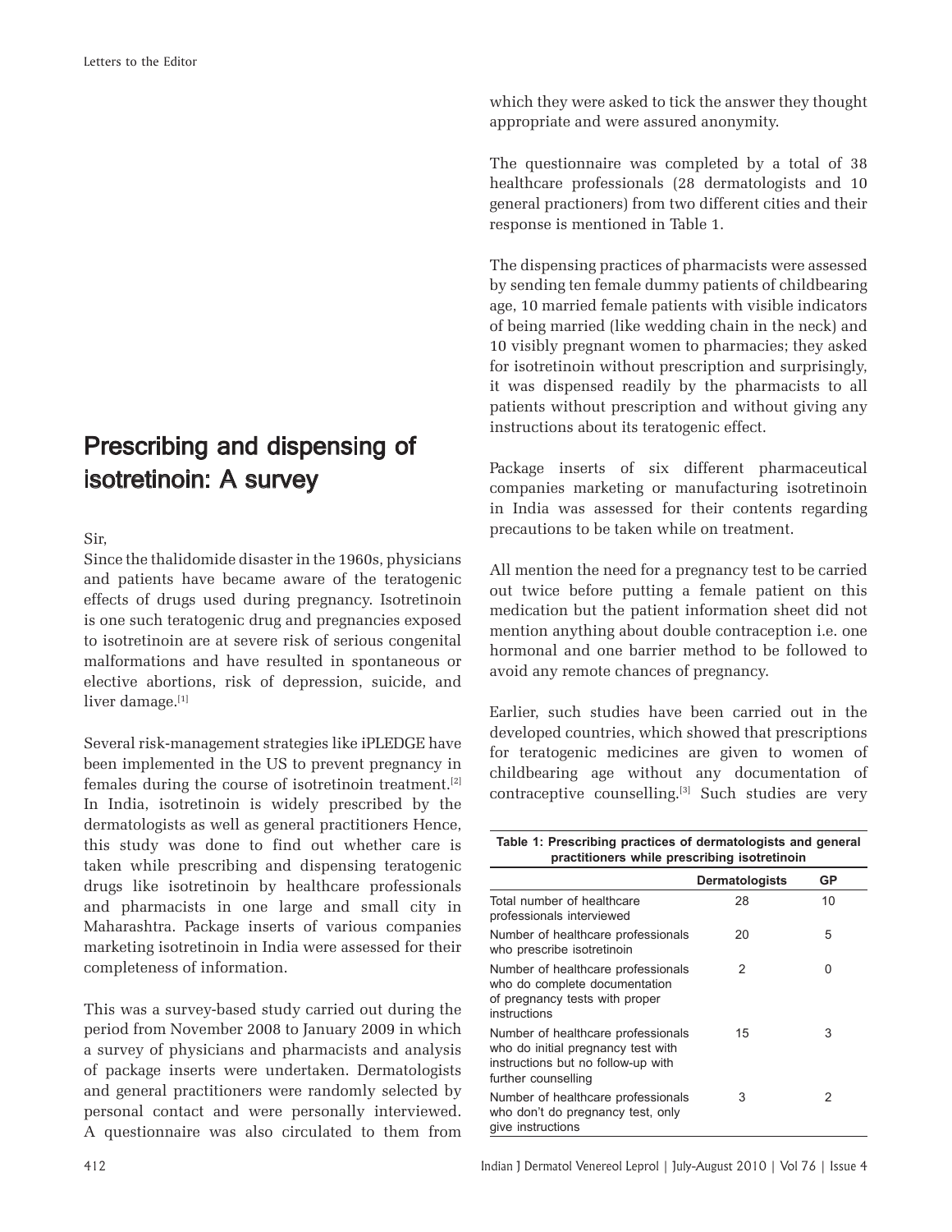# Prescribing and dispensing of isotretinoin: A survey

Sir,

Since the thalidomide disaster in the 1960s, physicians and patients have became aware of the teratogenic effects of drugs used during pregnancy. Isotretinoin is one such teratogenic drug and pregnancies exposed to isotretinoin are at severe risk of serious congenital malformations and have resulted in spontaneous or elective abortions, risk of depression, suicide, and liver damage.[1]

Several risk-management strategies like iPLEDGE have been implemented in the US to prevent pregnancy in females during the course of isotretinoin treatment.[2] In India, isotretinoin is widely prescribed by the dermatologists as well as general practitioners Hence, this study was done to find out whether care is taken while prescribing and dispensing teratogenic drugs like isotretinoin by healthcare professionals and pharmacist in one large and small city in Maharashtra. Package inserts of various companies marketing isotretinoin in India were assessed for their completeness of information.

This was a survey-based study carried out during the period from November 2008 to January 2009 in which a survey of physicians and pharmacists and analysis of package inserts were undertaken. Dermatologists and general practitioners were randomly selected by personal contact and were personally interviewed. A questionnaire was also circulated to them from which they were asked to tick the answer they thought appropriate and were assured anonymity.

The questionnaire was completed by a total of 38 healthcare professionals (28 dermatologists and 10 general practioners) from two different cities and their response is mentioned in Table 1.

The dispensing practices of pharmacists were assessed by sending ten female dummy patients of childbearing age, 10 married female patients with visible indicators of being married (like wedding chain in the neck) and 10 visibly pregnant women to pharmacies; they asked for isotretinoin without prescription and surprisingly, it was dispensed readily by the pharmacists to all patients without prescription and without giving any instructions about its teratogenic effect.

Package inserts of six different pharmaceutical companies marketing or manufacturing isotretinoin in India was assessed for their contents regarding precautions to be taken while on treatment.

All mention the need for a pregnancy test to be carried out twice before putting a female patient on this medication but the patient information sheet did not mention anything about double contraception i.e. one hormonal and one barrier method to be followed to avoid any remote chances of pregnancy.

Earlier, such studies have been carried out in the developed countries, which showed that prescriptions for teratogenic medicines are given to women of childbearing age without any documentation of contraceptive counselling.[3] Such studies are very

**Table 1: Prescribing practices of dermatologists and general practitioners while prescribing isotretinoin**

| | Dermatologists | GP |
|---|---|---|
| Total number of healthcare professionals interviewed | 28 | 10 |
| Number of healthcare professionals who prescribe isotretinoin | 20 | 5 |
| Number of healthcare professionals who do complete documentation of pregnancy tests with proper instructions | 2 | 0 |
| Number of healthcare professionals who do initial pregnancy test with instructions but no follow-up with further counselling | 15 | 3 |
| Number of healthcare professionals who don't do pregnancy test, only give instructions | 3 | 2 |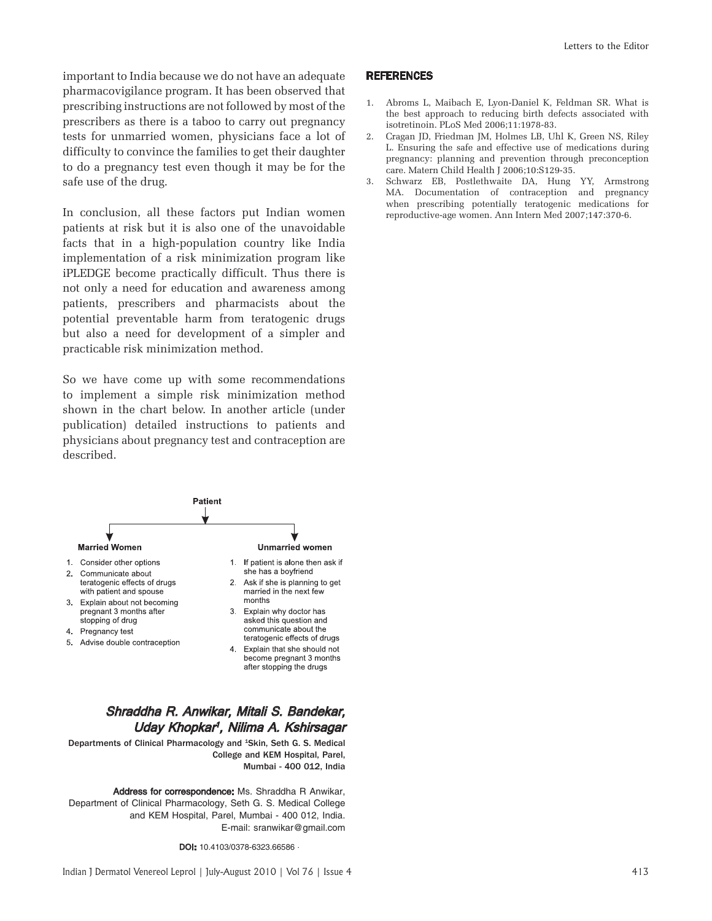important to India because we do not have an adequate pharmacovigilance program. It has been observed that prescribing instructions are not followed by most of the prescribers as there is a taboo to carry out pregnancy tests for unmarried women, physicians face a lot of difficulty to convince the families to get their daughter to do a pregnancy test even though it may be for the safe use of the drug.

In conclusion, all these factors put Indian women patients at risk but it is also one of the unavoidable facts that in a high-population country like India implementation of a risk minimization program like iPLEDGE become practically difficult. Thus there is not only a need for education and awareness among patients, prescribers and pharmacists about the potential preventable harm from teratogenic drugs but also a need for development of a simpler and practicable risk minimization method.

So we have come up with some recommendations to implement a simple risk minimization method shown in the chart below. In another article (under publication) detailed instructions to patients and physicians about pregnancy test and contraception are described.

**Patient**

**Married Women**

1. Consider other options
2. Communicate about teratogenic effects of drugs with patient and spouse
3. Explain about not becoming pregnant 3 months after stopping of drug
4. Pregnancy test
5. Advise double contraception

**Unmarried women**

1. If patient is alone then ask if she has a boyfriend
2. Ask if she is planning to get married in the next few months
3. Explain why doctor has asked this question and communicate about the teratogenic effects of drugs
4. Explain that she should not become pregnant 3 months after stopping the drugs

***Shraddha R. Anwikar, Mitali S. Bandekar, Uday Khopkar[1], Nilima A. Kshirsagar***

Departments of Clinical Pharmacology and [1]Skin, Seth G. S. Medical College and KEM Hospital, Parel, Mumbai - 400 012, India

**Address for correspondence:** Ms. Shraddha R Anwikar, Department of Clinical Pharmacology, Seth G. S. Medical College and KEM Hospital, Parel, Mumbai - 400 012, India. E-mail: sranwikar@gmail.com

**DOI:** 10.4103/0378-6323.66586

## REFERENCES

1. Abroms L, Maibach E, Lyon-Daniel K, Feldman SR. What is the best approach to reducing birth defects associated with isotretinoin. PLoS Med 2006;11:1978-83.
2. Cragan JD, Friedman JM, Holmes LB, Uhl K, Green NS, Riley L. Ensuring the safe and effective use of medications during pregnancy: planning and prevention through preconception care. Matern Child Health J 2006;10:S129-35.
3. Schwarz EB, Postlethwaite DA, Hung YY, Armstrong MA. Documentation of contraception and pregnancy when prescribing potentially teratogenic medications for reproductive-age women. Ann Intern Med 2007;147:370-6.